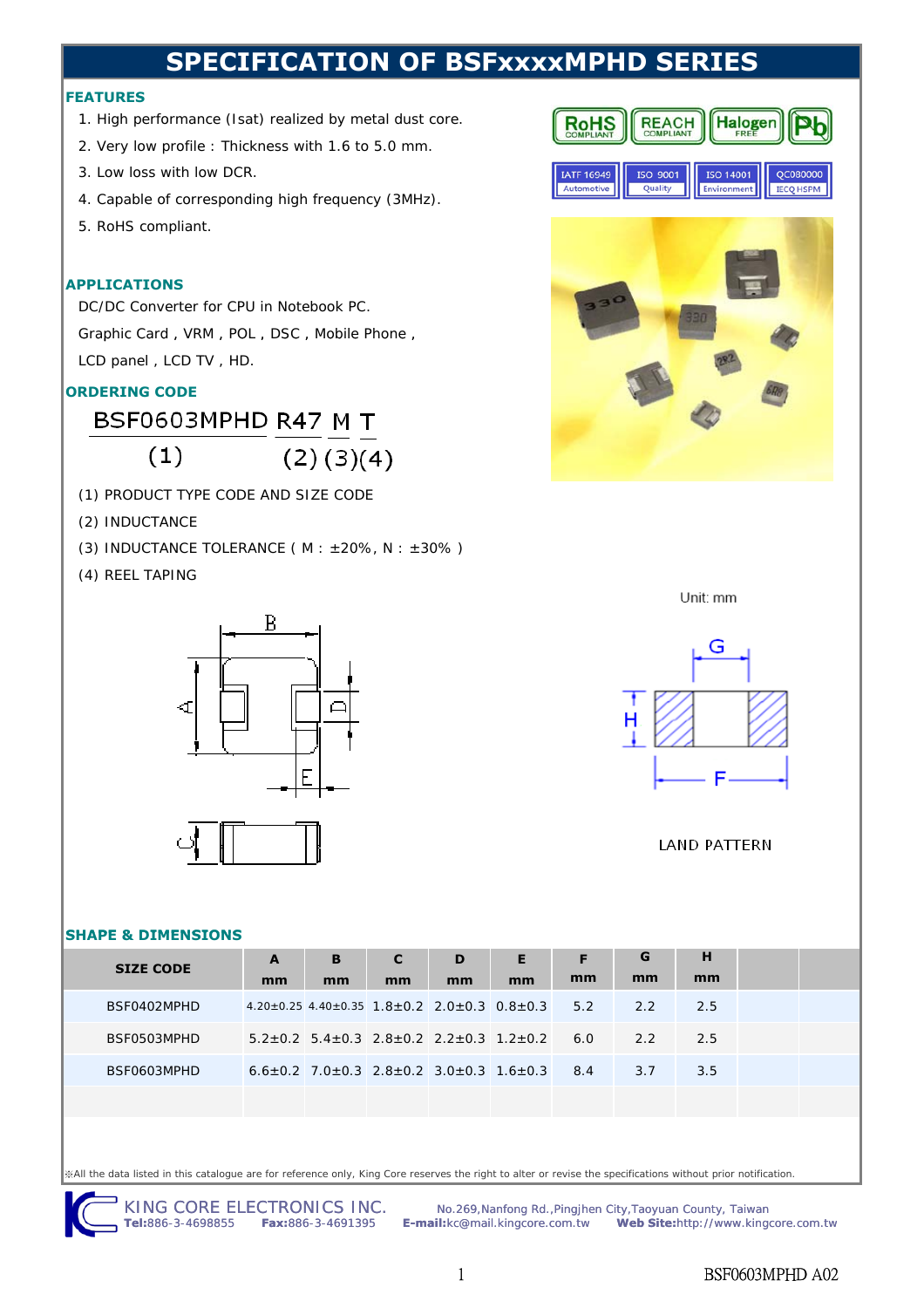# SPECIFICATION OF BSFxxxxMPHD SERIES

## FEATURES

1. High performance (Isat) realized by metal dust core.
2. Very low profile : Thickness with 1.6 to 5.0 mm.
3. Low loss with low DCR.
4. Capable of corresponding high frequency (3MHz).
5. RoHS compliant.

## APPLICATIONS

DC/DC Converter for CPU in Notebook PC.

Graphic Card , VRM , POL , DSC , Mobile Phone ,

LCD panel , LCD TV , HD.

## ORDERING CODE

BSF0603MPHD R47 M T

(1) (2) (3)(4)

(1) PRODUCT TYPE CODE AND SIZE CODE

(2) INDUCTANCE

(3) INDUCTANCE TOLERANCE ( M : ±20%, N : ±30% )

(4) REEL TAPING

Unit: mm

LAND PATTERN

## SHAPE & DIMENSIONS

| SIZE CODE | A mm | B mm | C mm | D mm | E mm | F mm | G mm | H mm | | |
|---|---|---|---|---|---|---|---|---|---|---|
| BSF0402MPHD | 4.20±0.25 | 4.40±0.35 | 1.8±0.2 | 2.0±0.3 | 0.8±0.3 | 5.2 | 2.2 | 2.5 | | |
| BSF0503MPHD | 5.2±0.2 | 5.4±0.3 | 2.8±0.2 | 2.2±0.3 | 1.2±0.2 | 6.0 | 2.2 | 2.5 | | |
| BSF0603MPHD | 6.6±0.2 | 7.0±0.3 | 2.8±0.2 | 3.0±0.3 | 1.6±0.3 | 8.4 | 3.7 | 3.5 | | |
| | | | | | | | | | | |

※All the data listed in this catalogue are for reference only, King Core reserves the right to alter or revise the specifications without prior notification.

KING CORE ELECTRONICS INC. **Tel:**886-3-4698855 **Fax:**886-3-4691395 No.269,Nanfong Rd.,Pingjhen City,Taoyuan County, Taiwan **E-mail:**kc@mail.kingcore.com.tw **Web Site:**http://www.kingcore.com.tw

BSF0603MPHD A02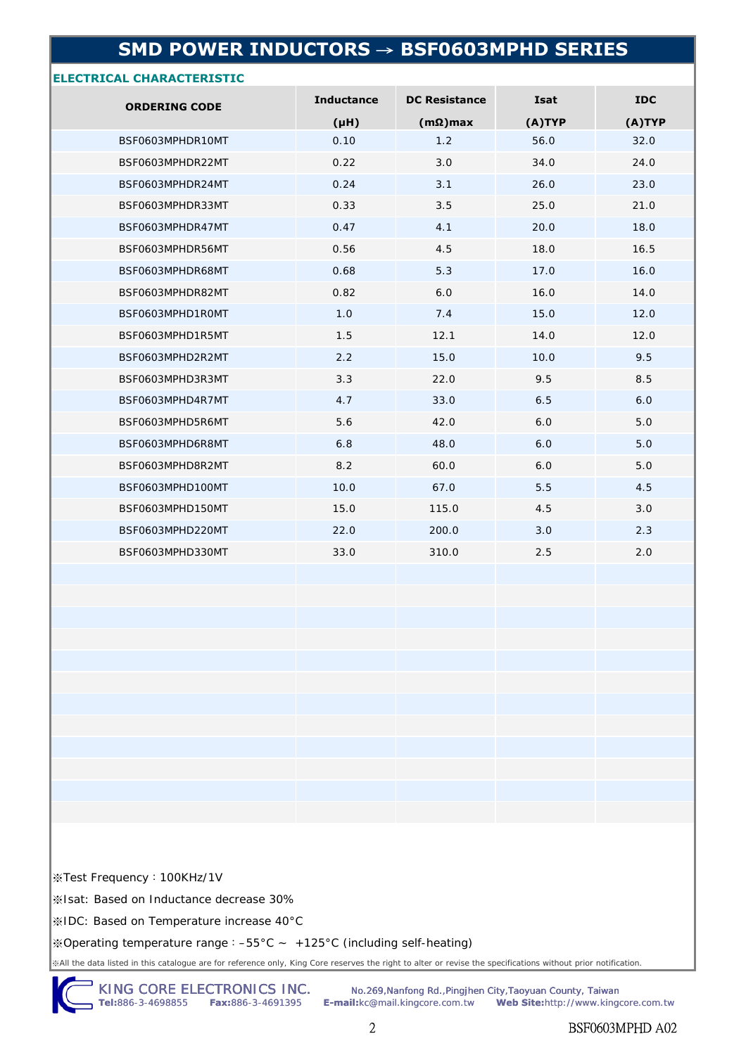# SMD POWER INDUCTORS → BSF0603MPHD SERIES

## ELECTRICAL CHARACTERISTIC

| ORDERING CODE | Inductance (μH) | DC Resistance (mΩ)max | Isat (A)TYP | IDC (A)TYP |
|---|---|---|---|---|
| BSF0603MPHDR10MT | 0.10 | 1.2 | 56.0 | 32.0 |
| BSF0603MPHDR22MT | 0.22 | 3.0 | 34.0 | 24.0 |
| BSF0603MPHDR24MT | 0.24 | 3.1 | 26.0 | 23.0 |
| BSF0603MPHDR33MT | 0.33 | 3.5 | 25.0 | 21.0 |
| BSF0603MPHDR47MT | 0.47 | 4.1 | 20.0 | 18.0 |
| BSF0603MPHDR56MT | 0.56 | 4.5 | 18.0 | 16.5 |
| BSF0603MPHDR68MT | 0.68 | 5.3 | 17.0 | 16.0 |
| BSF0603MPHDR82MT | 0.82 | 6.0 | 16.0 | 14.0 |
| BSF0603MPHD1R0MT | 1.0 | 7.4 | 15.0 | 12.0 |
| BSF0603MPHD1R5MT | 1.5 | 12.1 | 14.0 | 12.0 |
| BSF0603MPHD2R2MT | 2.2 | 15.0 | 10.0 | 9.5 |
| BSF0603MPHD3R3MT | 3.3 | 22.0 | 9.5 | 8.5 |
| BSF0603MPHD4R7MT | 4.7 | 33.0 | 6.5 | 6.0 |
| BSF0603MPHD5R6MT | 5.6 | 42.0 | 6.0 | 5.0 |
| BSF0603MPHD6R8MT | 6.8 | 48.0 | 6.0 | 5.0 |
| BSF0603MPHD8R2MT | 8.2 | 60.0 | 6.0 | 5.0 |
| BSF0603MPHD100MT | 10.0 | 67.0 | 5.5 | 4.5 |
| BSF0603MPHD150MT | 15.0 | 115.0 | 4.5 | 3.0 |
| BSF0603MPHD220MT | 22.0 | 200.0 | 3.0 | 2.3 |
| BSF0603MPHD330MT | 33.0 | 310.0 | 2.5 | 2.0 |

※Test Frequency：100KHz/1V

※Isat: Based on Inductance decrease 30%

※IDC: Based on Temperature increase 40°C

※Operating temperature range：–55°C ~ +125°C (including self-heating)

※All the data listed in this catalogue are for reference only, King Core reserves the right to alter or revise the specifications without prior notification.

KING CORE ELECTRONICS INC. No.269,Nanfong Rd.,Pingjhen City,Taoyuan County, Taiwan
**Tel:**886-3-4698855 **Fax:**886-3-4691395 **E-mail:**kc@mail.kingcore.com.tw **Web Site:**http://www.kingcore.com.tw

BSF0603MPHD A02